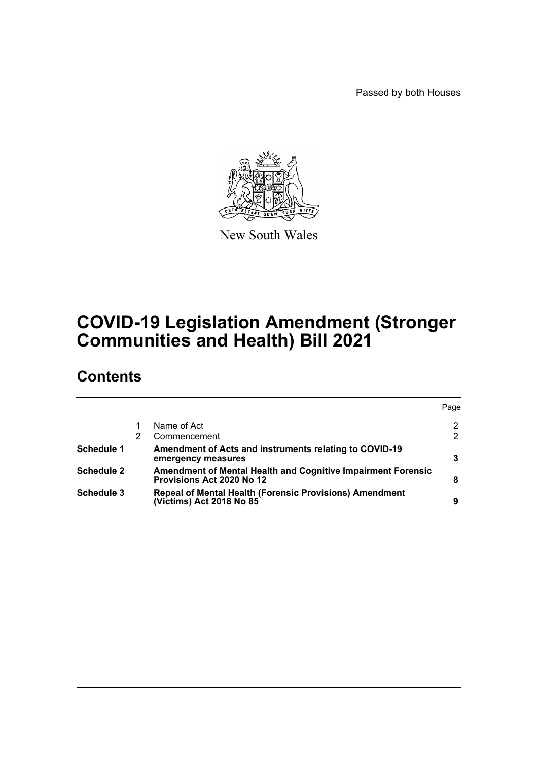Passed by both Houses

New South Wales

# COVID-19 Legislation Amendment (Stronger Communities and Health) Bill 2021

## Contents

| | | | Page |
|---|---|---|---|
| | 1 | Name of Act | 2 |
| | 2 | Commencement | 2 |
| **Schedule 1** | | **Amendment of Acts and instruments relating to COVID-19 emergency measures** | **3** |
| **Schedule 2** | | **Amendment of Mental Health and Cognitive Impairment Forensic Provisions Act 2020 No 12** | **8** |
| **Schedule 3** | | **Repeal of Mental Health (Forensic Provisions) Amendment (Victims) Act 2018 No 85** | **9** |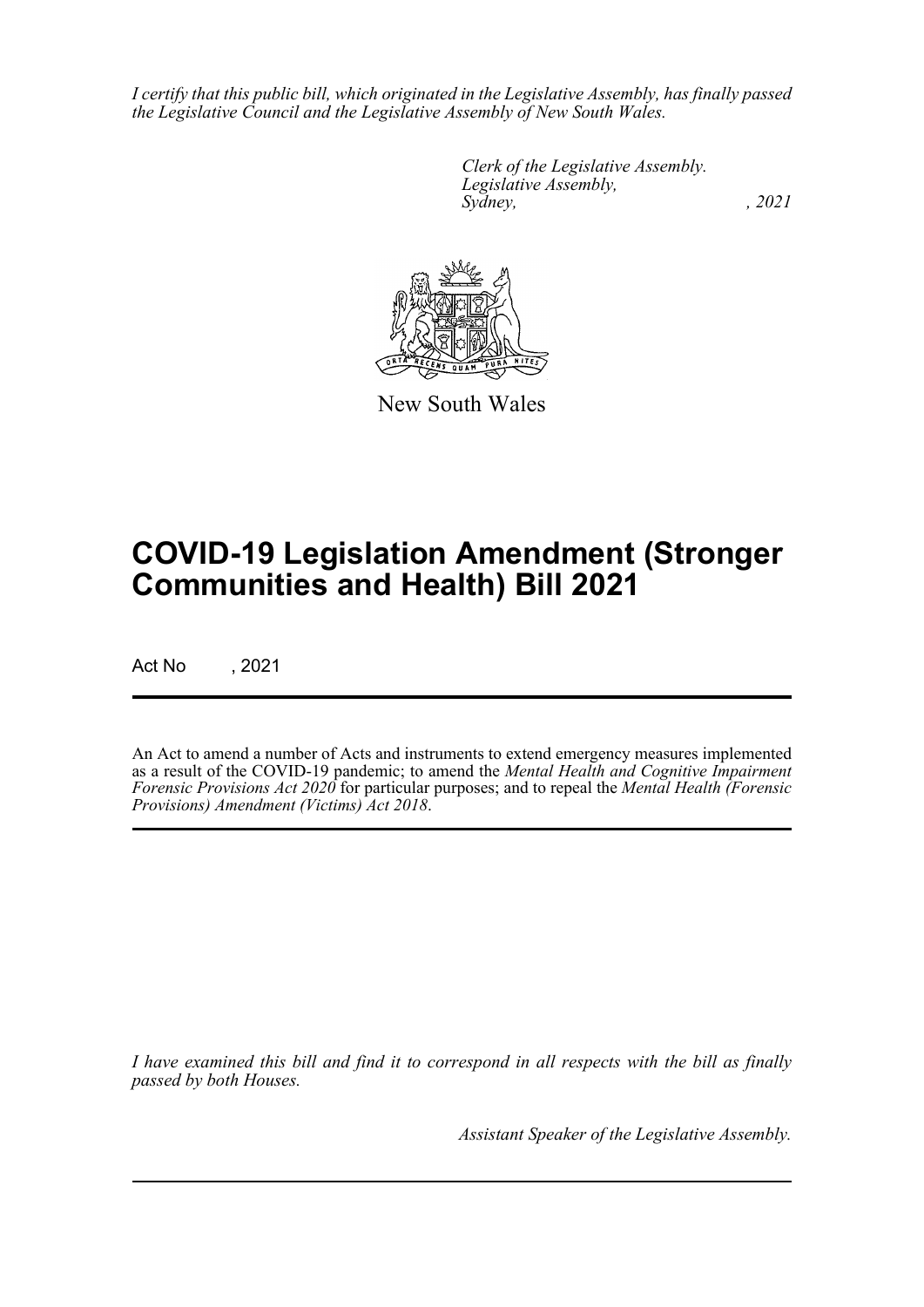*I certify that this public bill, which originated in the Legislative Assembly, has finally passed the Legislative Council and the Legislative Assembly of New South Wales.*

*Clerk of the Legislative Assembly.*
*Legislative Assembly,*
*Sydney, , 2021*

New South Wales

# COVID-19 Legislation Amendment (Stronger Communities and Health) Bill 2021

Act No , 2021

An Act to amend a number of Acts and instruments to extend emergency measures implemented as a result of the COVID-19 pandemic; to amend the *Mental Health and Cognitive Impairment Forensic Provisions Act 2020* for particular purposes; and to repeal the *Mental Health (Forensic Provisions) Amendment (Victims) Act 2018*.

*I have examined this bill and find it to correspond in all respects with the bill as finally passed by both Houses.*

*Assistant Speaker of the Legislative Assembly.*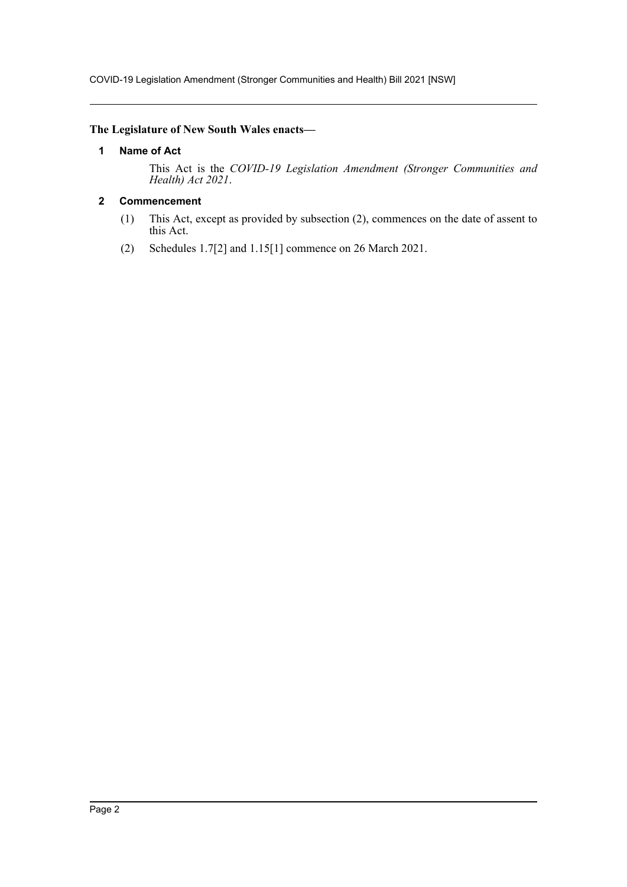**The Legislature of New South Wales enacts—**

### 1 Name of Act

This Act is the *COVID-19 Legislation Amendment (Stronger Communities and Health) Act 2021*.

### 2 Commencement

(1) This Act, except as provided by subsection (2), commences on the date of assent to this Act.

(2) Schedules 1.7[2] and 1.15[1] commence on 26 March 2021.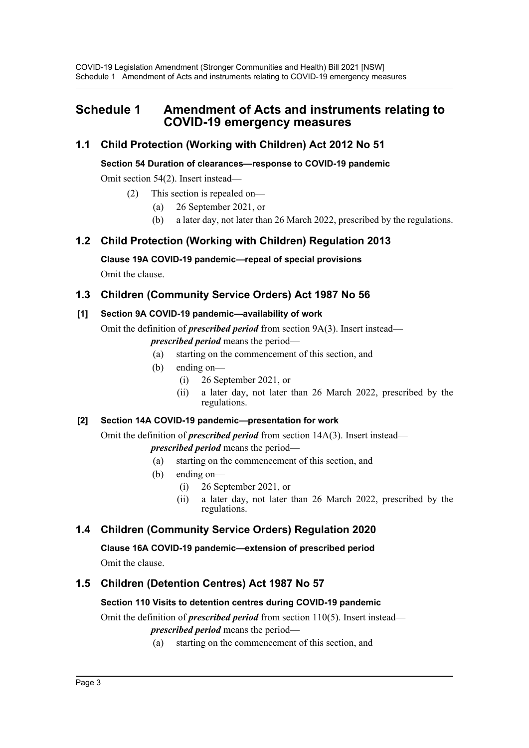# Schedule 1 Amendment of Acts and instruments relating to COVID-19 emergency measures

## 1.1 Child Protection (Working with Children) Act 2012 No 51

**Section 54 Duration of clearances—response to COVID-19 pandemic**

Omit section 54(2). Insert instead—

(2) This section is repealed on—

(a) 26 September 2021, or

(b) a later day, not later than 26 March 2022, prescribed by the regulations.

## 1.2 Child Protection (Working with Children) Regulation 2013

**Clause 19A COVID-19 pandemic—repeal of special provisions**

Omit the clause.

## 1.3 Children (Community Service Orders) Act 1987 No 56

**[1] Section 9A COVID-19 pandemic—availability of work**

Omit the definition of ***prescribed period*** from section 9A(3). Insert instead—

***prescribed period*** means the period—

(a) starting on the commencement of this section, and

(b) ending on—

(i) 26 September 2021, or

(ii) a later day, not later than 26 March 2022, prescribed by the regulations.

**[2] Section 14A COVID-19 pandemic—presentation for work**

Omit the definition of ***prescribed period*** from section 14A(3). Insert instead—

***prescribed period*** means the period—

(a) starting on the commencement of this section, and

(b) ending on—

(i) 26 September 2021, or

(ii) a later day, not later than 26 March 2022, prescribed by the regulations.

## 1.4 Children (Community Service Orders) Regulation 2020

**Clause 16A COVID-19 pandemic—extension of prescribed period**

Omit the clause.

## 1.5 Children (Detention Centres) Act 1987 No 57

**Section 110 Visits to detention centres during COVID-19 pandemic**

Omit the definition of ***prescribed period*** from section 110(5). Insert instead—

***prescribed period*** means the period—

(a) starting on the commencement of this section, and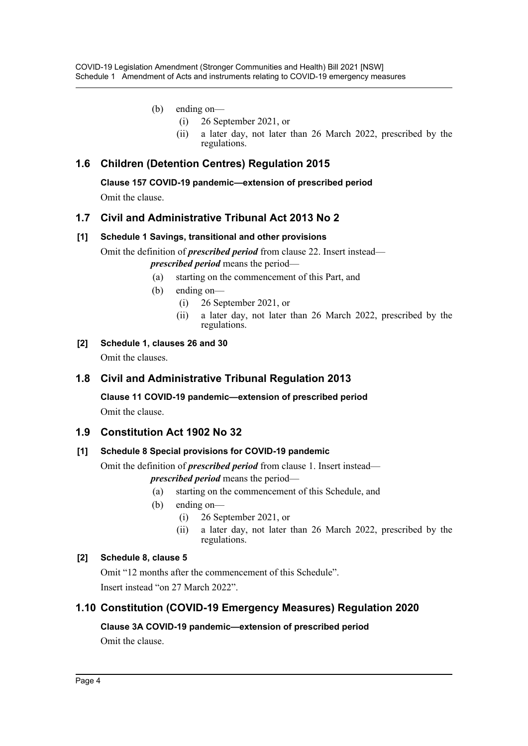(b) ending on—

(i) 26 September 2021, or

(ii) a later day, not later than 26 March 2022, prescribed by the regulations.

## 1.6 Children (Detention Centres) Regulation 2015

### Clause 157 COVID-19 pandemic—extension of prescribed period

Omit the clause.

## 1.7 Civil and Administrative Tribunal Act 2013 No 2

### [1] Schedule 1 Savings, transitional and other provisions

Omit the definition of ***prescribed period*** from clause 22. Insert instead—

***prescribed period*** means the period—

(a) starting on the commencement of this Part, and

(b) ending on—

(i) 26 September 2021, or

(ii) a later day, not later than 26 March 2022, prescribed by the regulations.

### [2] Schedule 1, clauses 26 and 30

Omit the clauses.

## 1.8 Civil and Administrative Tribunal Regulation 2013

### Clause 11 COVID-19 pandemic—extension of prescribed period

Omit the clause.

## 1.9 Constitution Act 1902 No 32

### [1] Schedule 8 Special provisions for COVID-19 pandemic

Omit the definition of ***prescribed period*** from clause 1. Insert instead—

***prescribed period*** means the period—

(a) starting on the commencement of this Schedule, and

(b) ending on—

(i) 26 September 2021, or

(ii) a later day, not later than 26 March 2022, prescribed by the regulations.

### [2] Schedule 8, clause 5

Omit "12 months after the commencement of this Schedule".

Insert instead "on 27 March 2022".

## 1.10 Constitution (COVID-19 Emergency Measures) Regulation 2020

### Clause 3A COVID-19 pandemic—extension of prescribed period

Omit the clause.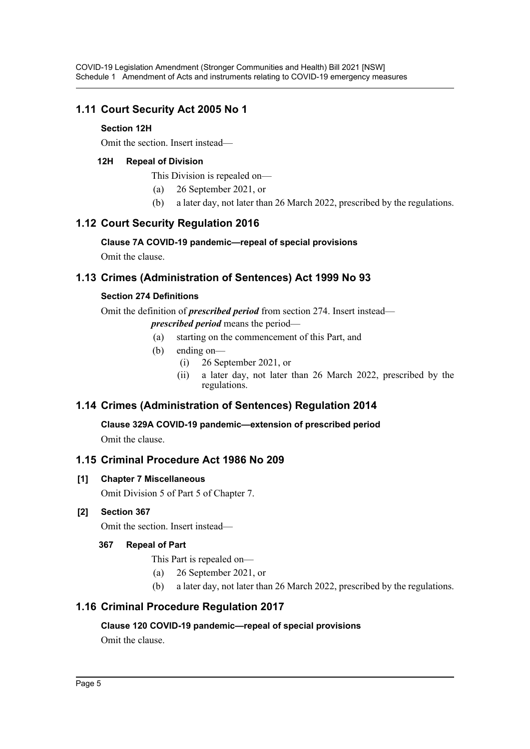## 1.11 Court Security Act 2005 No 1

**Section 12H**

Omit the section. Insert instead—

**12H Repeal of Division**

This Division is repealed on—

(a) 26 September 2021, or

(b) a later day, not later than 26 March 2022, prescribed by the regulations.

## 1.12 Court Security Regulation 2016

**Clause 7A COVID-19 pandemic—repeal of special provisions**

Omit the clause.

## 1.13 Crimes (Administration of Sentences) Act 1999 No 93

**Section 274 Definitions**

Omit the definition of ***prescribed period*** from section 274. Insert instead—

***prescribed period*** means the period—

(a) starting on the commencement of this Part, and

(b) ending on—

(i) 26 September 2021, or

(ii) a later day, not later than 26 March 2022, prescribed by the regulations.

## 1.14 Crimes (Administration of Sentences) Regulation 2014

**Clause 329A COVID-19 pandemic—extension of prescribed period**

Omit the clause.

## 1.15 Criminal Procedure Act 1986 No 209

**[1] Chapter 7 Miscellaneous**

Omit Division 5 of Part 5 of Chapter 7.

**[2] Section 367**

Omit the section. Insert instead—

**367 Repeal of Part**

This Part is repealed on—

(a) 26 September 2021, or

(b) a later day, not later than 26 March 2022, prescribed by the regulations.

## 1.16 Criminal Procedure Regulation 2017

**Clause 120 COVID-19 pandemic—repeal of special provisions**

Omit the clause.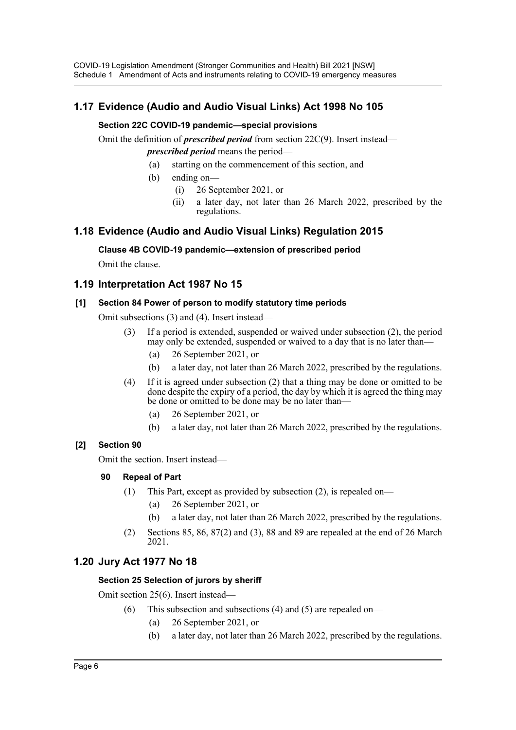## 1.17 Evidence (Audio and Audio Visual Links) Act 1998 No 105

### Section 22C COVID-19 pandemic—special provisions

Omit the definition of ***prescribed period*** from section 22C(9). Insert instead—

***prescribed period*** means the period—

- (a) starting on the commencement of this section, and
- (b) ending on—
  - (i) 26 September 2021, or
  - (ii) a later day, not later than 26 March 2022, prescribed by the regulations.

## 1.18 Evidence (Audio and Audio Visual Links) Regulation 2015

### Clause 4B COVID-19 pandemic—extension of prescribed period

Omit the clause.

## 1.19 Interpretation Act 1987 No 15

### [1] Section 84 Power of person to modify statutory time periods

Omit subsections (3) and (4). Insert instead—

(3) If a period is extended, suspended or waived under subsection (2), the period may only be extended, suspended or waived to a day that is no later than—

- (a) 26 September 2021, or
- (b) a later day, not later than 26 March 2022, prescribed by the regulations.

(4) If it is agreed under subsection (2) that a thing may be done or omitted to be done despite the expiry of a period, the day by which it is agreed the thing may be done or omitted to be done may be no later than—

- (a) 26 September 2021, or
- (b) a later day, not later than 26 March 2022, prescribed by the regulations.

### [2] Section 90

Omit the section. Insert instead—

**90 Repeal of Part**

(1) This Part, except as provided by subsection (2), is repealed on—

- (a) 26 September 2021, or
- (b) a later day, not later than 26 March 2022, prescribed by the regulations.

(2) Sections 85, 86, 87(2) and (3), 88 and 89 are repealed at the end of 26 March 2021.

## 1.20 Jury Act 1977 No 18

### Section 25 Selection of jurors by sheriff

Omit section 25(6). Insert instead—

(6) This subsection and subsections (4) and (5) are repealed on—

- (a) 26 September 2021, or
- (b) a later day, not later than 26 March 2022, prescribed by the regulations.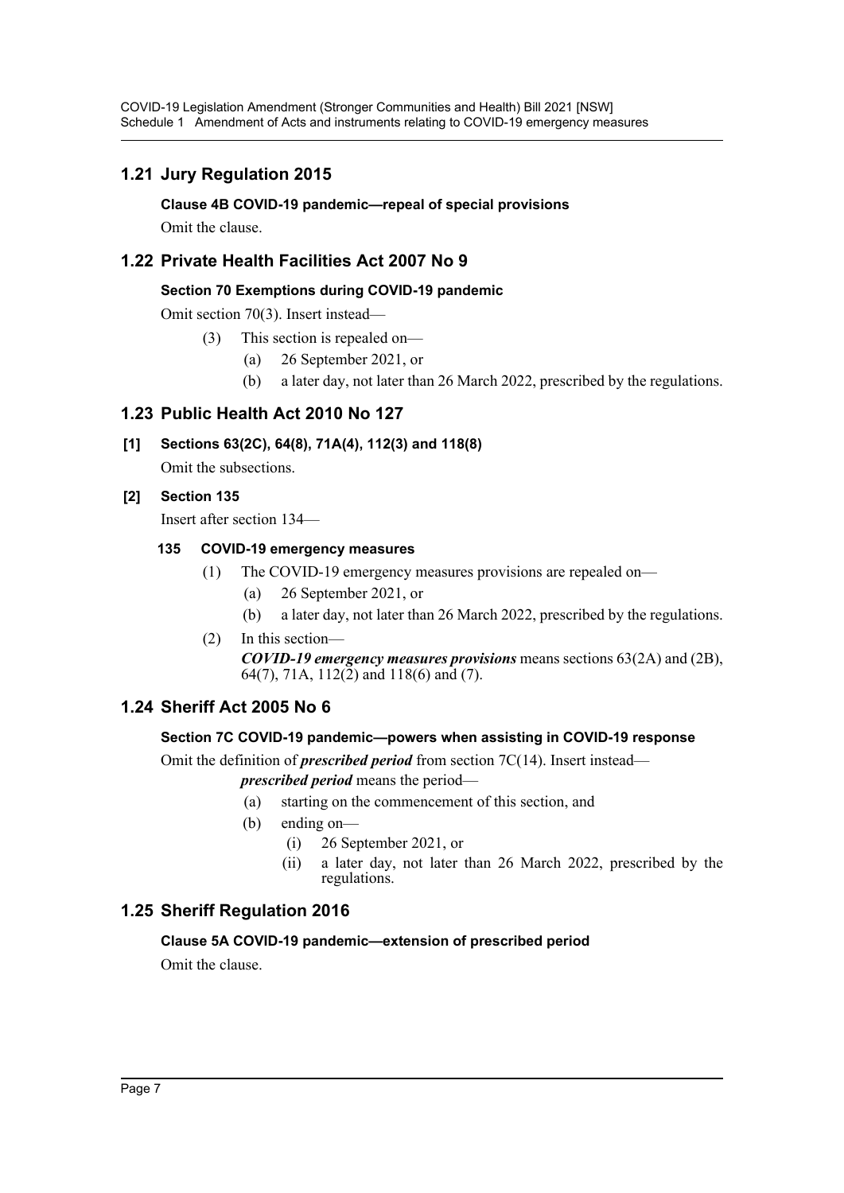## 1.21 Jury Regulation 2015

### Clause 4B COVID-19 pandemic—repeal of special provisions

Omit the clause.

## 1.22 Private Health Facilities Act 2007 No 9

### Section 70 Exemptions during COVID-19 pandemic

Omit section 70(3). Insert instead—

(3) This section is repealed on—

(a) 26 September 2021, or

(b) a later day, not later than 26 March 2022, prescribed by the regulations.

## 1.23 Public Health Act 2010 No 127

### [1] Sections 63(2C), 64(8), 71A(4), 112(3) and 118(8)

Omit the subsections.

### [2] Section 135

Insert after section 134—

#### 135 COVID-19 emergency measures

(1) The COVID-19 emergency measures provisions are repealed on—

(a) 26 September 2021, or

(b) a later day, not later than 26 March 2022, prescribed by the regulations.

(2) In this section—

***COVID-19 emergency measures provisions*** means sections 63(2A) and (2B), 64(7), 71A, 112(2) and 118(6) and (7).

## 1.24 Sheriff Act 2005 No 6

### Section 7C COVID-19 pandemic—powers when assisting in COVID-19 response

Omit the definition of ***prescribed period*** from section 7C(14). Insert instead—

***prescribed period*** means the period—

(a) starting on the commencement of this section, and

(b) ending on—

(i) 26 September 2021, or

(ii) a later day, not later than 26 March 2022, prescribed by the regulations.

## 1.25 Sheriff Regulation 2016

### Clause 5A COVID-19 pandemic—extension of prescribed period

Omit the clause.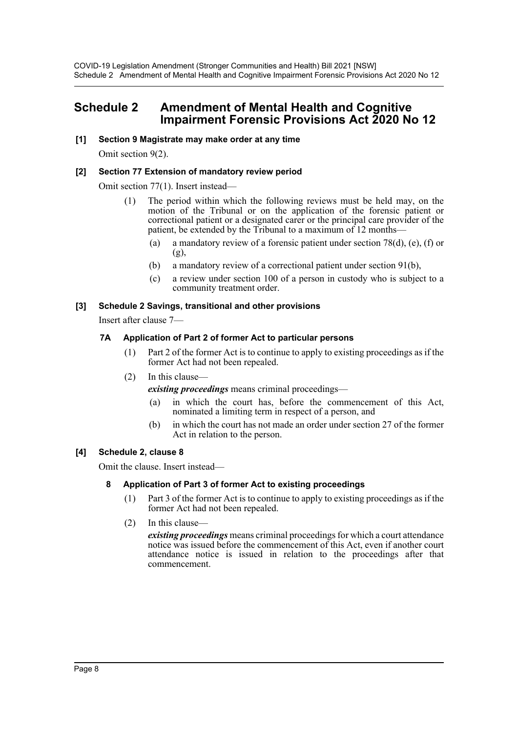# Schedule 2 Amendment of Mental Health and Cognitive Impairment Forensic Provisions Act 2020 No 12

**[1] Section 9 Magistrate may make order at any time**

Omit section 9(2).

**[2] Section 77 Extension of mandatory review period**

Omit section 77(1). Insert instead—

(1) The period within which the following reviews must be held may, on the motion of the Tribunal or on the application of the forensic patient or correctional patient or a designated carer or the principal care provider of the patient, be extended by the Tribunal to a maximum of 12 months—

(a) a mandatory review of a forensic patient under section 78(d), (e), (f) or (g),

(b) a mandatory review of a correctional patient under section 91(b),

(c) a review under section 100 of a person in custody who is subject to a community treatment order.

**[3] Schedule 2 Savings, transitional and other provisions**

Insert after clause 7—

**7A Application of Part 2 of former Act to particular persons**

(1) Part 2 of the former Act is to continue to apply to existing proceedings as if the former Act had not been repealed.

(2) In this clause—

***existing proceedings*** means criminal proceedings—

(a) in which the court has, before the commencement of this Act, nominated a limiting term in respect of a person, and

(b) in which the court has not made an order under section 27 of the former Act in relation to the person.

**[4] Schedule 2, clause 8**

Omit the clause. Insert instead—

**8 Application of Part 3 of former Act to existing proceedings**

(1) Part 3 of the former Act is to continue to apply to existing proceedings as if the former Act had not been repealed.

(2) In this clause—

***existing proceedings*** means criminal proceedings for which a court attendance notice was issued before the commencement of this Act, even if another court attendance notice is issued in relation to the proceedings after that commencement.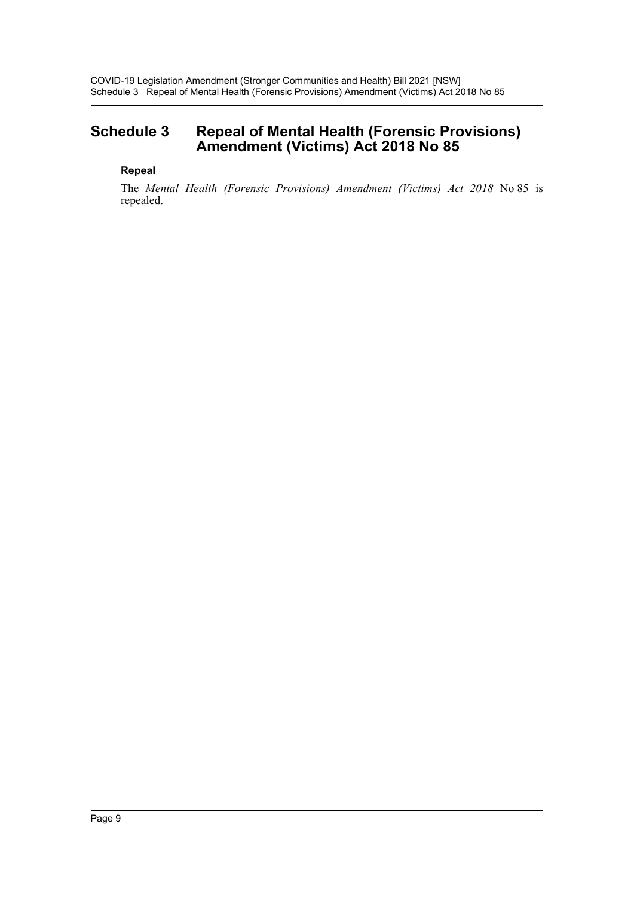# Schedule 3 Repeal of Mental Health (Forensic Provisions) Amendment (Victims) Act 2018 No 85

**Repeal**

The *Mental Health (Forensic Provisions) Amendment (Victims) Act 2018* No 85 is repealed.